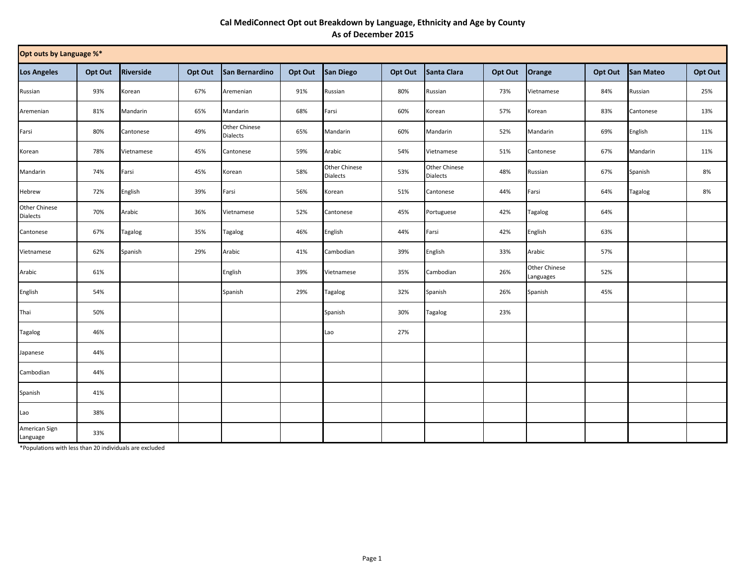# Cal MediConnect Opt out Breakdown by Language, Ethnicity and Age by County
## As of December 2015

**Opt outs by Language %***

| Los Angeles | Opt Out | Riverside | Opt Out | San Bernardino | Opt Out | San Diego | Opt Out | Santa Clara | Opt Out | Orange | Opt Out | San Mateo | Opt Out |
|---|---|---|---|---|---|---|---|---|---|---|---|---|---|
| Russian | 93% | Korean | 67% | Aremenian | 91% | Russian | 80% | Russian | 73% | Vietnamese | 84% | Russian | 25% |
| Aremenian | 81% | Mandarin | 65% | Mandarin | 68% | Farsi | 60% | Korean | 57% | Korean | 83% | Cantonese | 13% |
| Farsi | 80% | Cantonese | 49% | Other Chinese Dialects | 65% | Mandarin | 60% | Mandarin | 52% | Mandarin | 69% | English | 11% |
| Korean | 78% | Vietnamese | 45% | Cantonese | 59% | Arabic | 54% | Vietnamese | 51% | Cantonese | 67% | Mandarin | 11% |
| Mandarin | 74% | Farsi | 45% | Korean | 58% | Other Chinese Dialects | 53% | Other Chinese Dialects | 48% | Russian | 67% | Spanish | 8% |
| Hebrew | 72% | English | 39% | Farsi | 56% | Korean | 51% | Cantonese | 44% | Farsi | 64% | Tagalog | 8% |
| Other Chinese Dialects | 70% | Arabic | 36% | Vietnamese | 52% | Cantonese | 45% | Portuguese | 42% | Tagalog | 64% | | |
| Cantonese | 67% | Tagalog | 35% | Tagalog | 46% | English | 44% | Farsi | 42% | English | 63% | | |
| Vietnamese | 62% | Spanish | 29% | Arabic | 41% | Cambodian | 39% | English | 33% | Arabic | 57% | | |
| Arabic | 61% | | | English | 39% | Vietnamese | 35% | Cambodian | 26% | Other Chinese Languages | 52% | | |
| English | 54% | | | Spanish | 29% | Tagalog | 32% | Spanish | 26% | Spanish | 45% | | |
| Thai | 50% | | | | | Spanish | 30% | Tagalog | 23% | | | | |
| Tagalog | 46% | | | | | Lao | 27% | | | | | | |
| Japanese | 44% | | | | | | | | | | | | |
| Cambodian | 44% | | | | | | | | | | | | |
| Spanish | 41% | | | | | | | | | | | | |
| Lao | 38% | | | | | | | | | | | | |
| American Sign Language | 33% | | | | | | | | | | | | |

*Populations with less than 20 individuals are excluded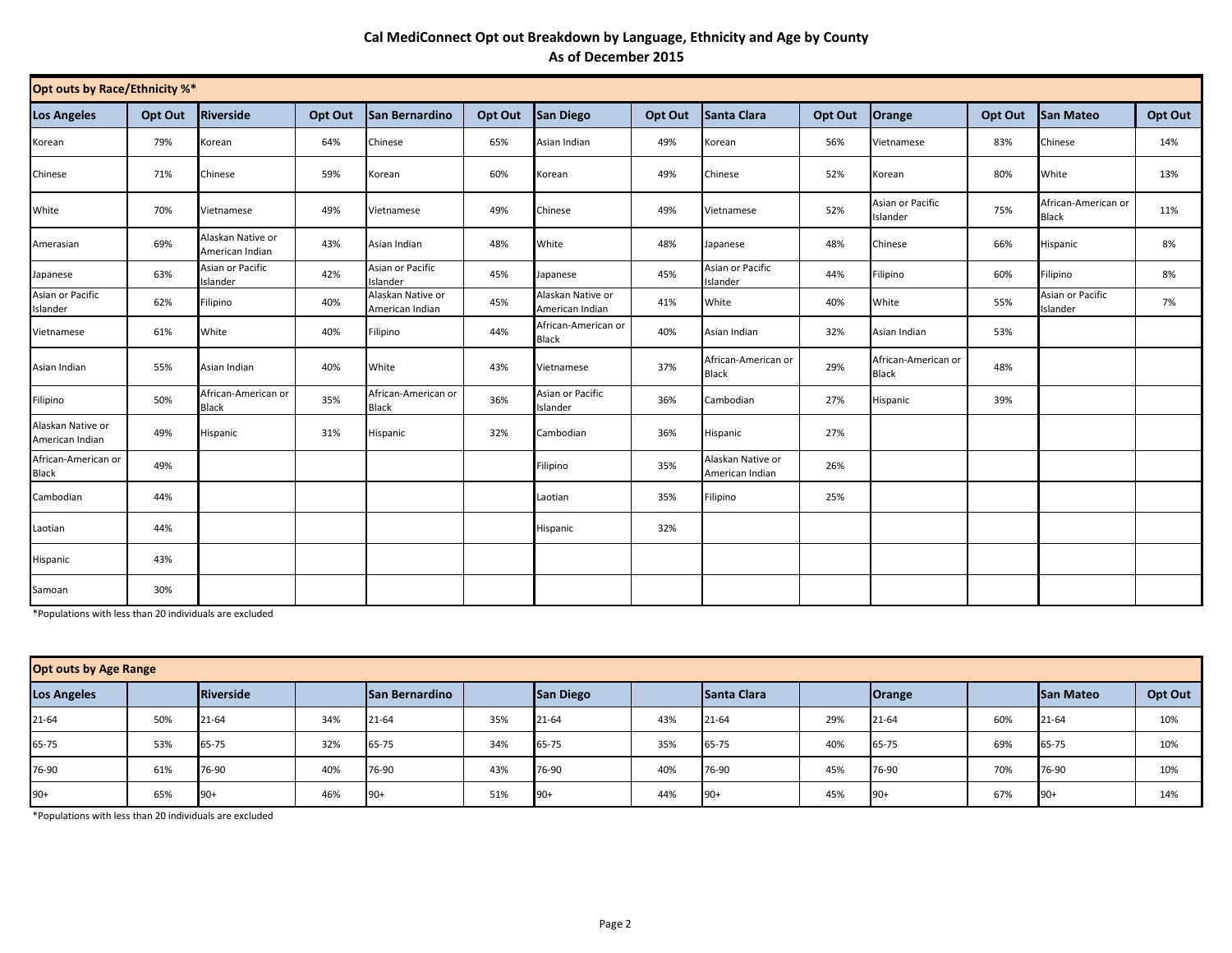## Cal MediConnect Opt out Breakdown by Language, Ethnicity and Age by County
## As of December 2015

| Opt outs by Race/Ethnicity %* | | | | | | | | | | | | | |
|---|---|---|---|---|---|---|---|---|---|---|---|---|---|
| **Los Angeles** | **Opt Out** | **Riverside** | **Opt Out** | **San Bernardino** | **Opt Out** | **San Diego** | **Opt Out** | **Santa Clara** | **Opt Out** | **Orange** | **Opt Out** | **San Mateo** | **Opt Out** |
| Korean | 79% | Korean | 64% | Chinese | 65% | Asian Indian | 49% | Korean | 56% | Vietnamese | 83% | Chinese | 14% |
| Chinese | 71% | Chinese | 59% | Korean | 60% | Korean | 49% | Chinese | 52% | Korean | 80% | White | 13% |
| White | 70% | Vietnamese | 49% | Vietnamese | 49% | Chinese | 49% | Vietnamese | 52% | Asian or Pacific Islander | 75% | African-American or Black | 11% |
| Amerasian | 69% | Alaskan Native or American Indian | 43% | Asian Indian | 48% | White | 48% | Japanese | 48% | Chinese | 66% | Hispanic | 8% |
| Japanese | 63% | Asian or Pacific Islander | 42% | Asian or Pacific Islander | 45% | Japanese | 45% | Asian or Pacific Islander | 44% | Filipino | 60% | Filipino | 8% |
| Asian or Pacific Islander | 62% | Filipino | 40% | Alaskan Native or American Indian | 45% | Alaskan Native or American Indian | 41% | White | 40% | White | 55% | Asian or Pacific Islander | 7% |
| Vietnamese | 61% | White | 40% | Filipino | 44% | African-American or Black | 40% | Asian Indian | 32% | Asian Indian | 53% | | |
| Asian Indian | 55% | Asian Indian | 40% | White | 43% | Vietnamese | 37% | African-American or Black | 29% | African-American or Black | 48% | | |
| Filipino | 50% | African-American or Black | 35% | African-American or Black | 36% | Asian or Pacific Islander | 36% | Cambodian | 27% | Hispanic | 39% | | |
| Alaskan Native or American Indian | 49% | Hispanic | 31% | Hispanic | 32% | Cambodian | 36% | Hispanic | 27% | | | | |
| African-American or Black | 49% | | | | | Filipino | 35% | Alaskan Native or American Indian | 26% | | | | |
| Cambodian | 44% | | | | | Laotian | 35% | Filipino | 25% | | | | |
| Laotian | 44% | | | | | Hispanic | 32% | | | | | | |
| Hispanic | 43% | | | | | | | | | | | | |
| Samoan | 30% | | | | | | | | | | | | |

*Populations with less than 20 individuals are excluded

| Opt outs by Age Range | | | | | | | | | | | | | |
|---|---|---|---|---|---|---|---|---|---|---|---|---|---|
| **Los Angeles** | | **Riverside** | | **San Bernardino** | | **San Diego** | | **Santa Clara** | | **Orange** | | **San Mateo** | **Opt Out** |
| 21-64 | 50% | 21-64 | 34% | 21-64 | 35% | 21-64 | 43% | 21-64 | 29% | 21-64 | 60% | 21-64 | 10% |
| 65-75 | 53% | 65-75 | 32% | 65-75 | 34% | 65-75 | 35% | 65-75 | 40% | 65-75 | 69% | 65-75 | 10% |
| 76-90 | 61% | 76-90 | 40% | 76-90 | 43% | 76-90 | 40% | 76-90 | 45% | 76-90 | 70% | 76-90 | 10% |
| 90+ | 65% | 90+ | 46% | 90+ | 51% | 90+ | 44% | 90+ | 45% | 90+ | 67% | 90+ | 14% |

*Populations with less than 20 individuals are excluded